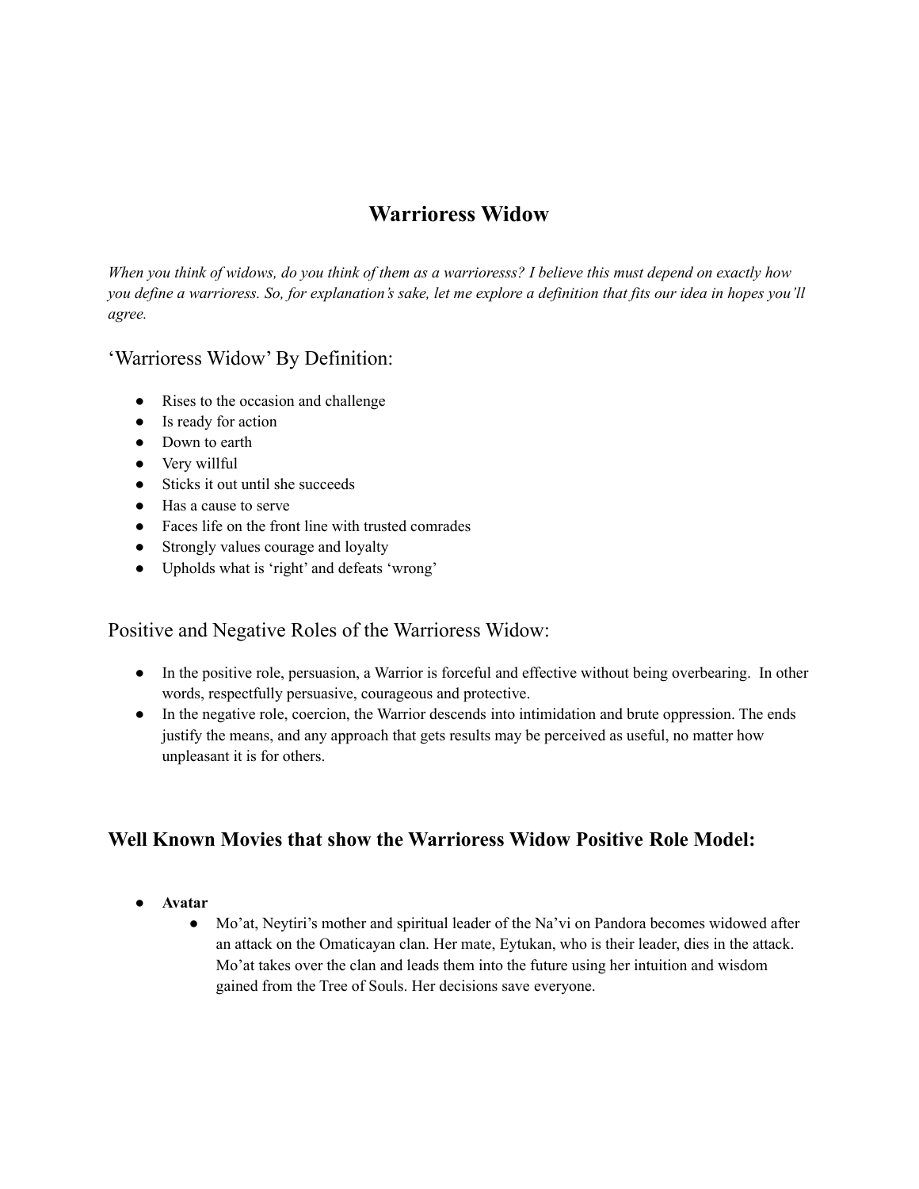# Warrioress Widow

*When you think of widows, do you think of them as a warrioresss? I believe this must depend on exactly how you define a warrioress. So, for explanation's sake, let me explore a definition that fits our idea in hopes you'll agree.*

## 'Warrioress Widow' By Definition:

- Rises to the occasion and challenge
- Is ready for action
- Down to earth
- Very willful
- Sticks it out until she succeeds
- Has a cause to serve
- Faces life on the front line with trusted comrades
- Strongly values courage and loyalty
- Upholds what is 'right' and defeats 'wrong'

## Positive and Negative Roles of the Warrioress Widow:

- In the positive role, persuasion, a Warrior is forceful and effective without being overbearing. In other words, respectfully persuasive, courageous and protective.
- In the negative role, coercion, the Warrior descends into intimidation and brute oppression. The ends justify the means, and any approach that gets results may be perceived as useful, no matter how unpleasant it is for others.

## Well Known Movies that show the Warrioress Widow Positive Role Model:

- **Avatar**
  - Mo'at, Neytiri's mother and spiritual leader of the Na'vi on Pandora becomes widowed after an attack on the Omaticayan clan. Her mate, Eytukan, who is their leader, dies in the attack. Mo'at takes over the clan and leads them into the future using her intuition and wisdom gained from the Tree of Souls. Her decisions save everyone.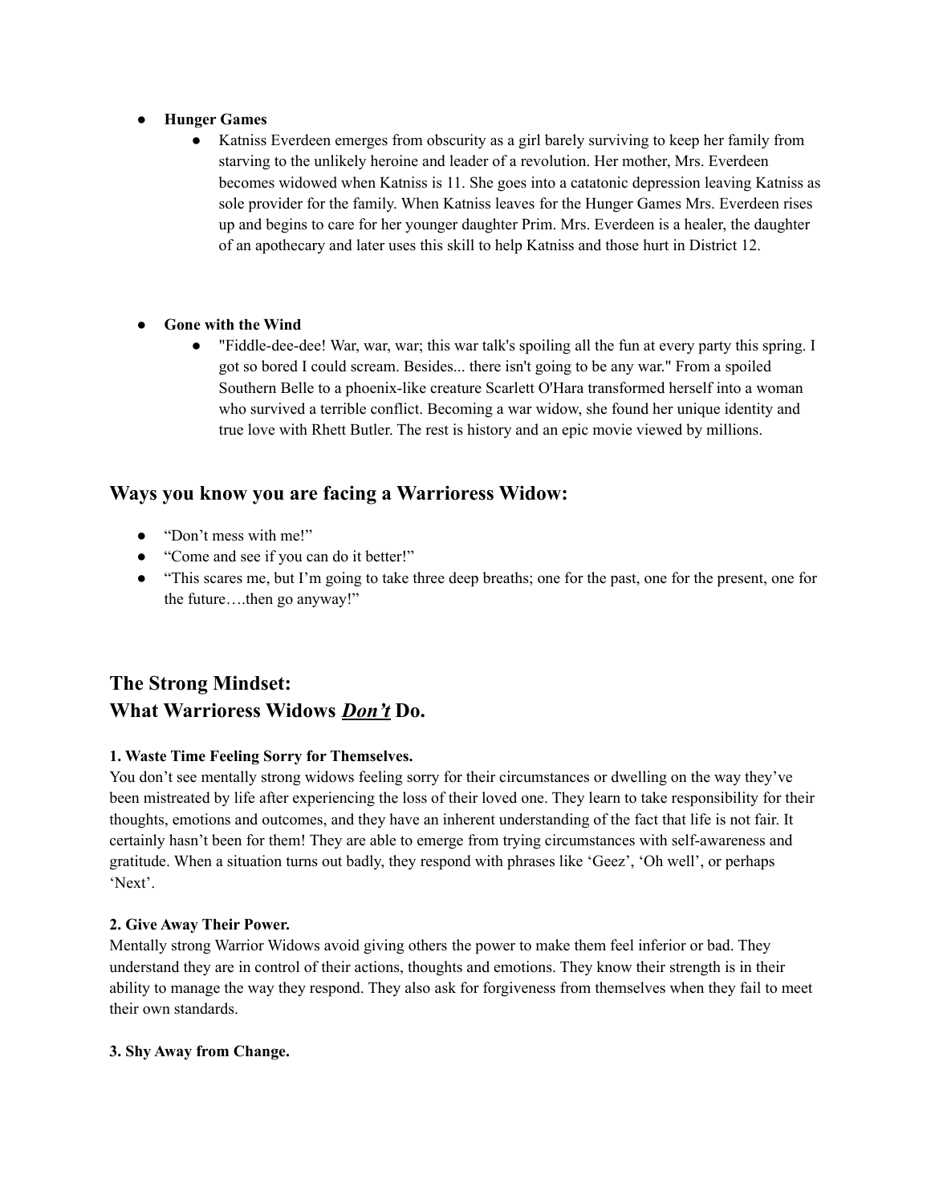- **Hunger Games**
    - Katniss Everdeen emerges from obscurity as a girl barely surviving to keep her family from starving to the unlikely heroine and leader of a revolution. Her mother, Mrs. Everdeen becomes widowed when Katniss is 11. She goes into a catatonic depression leaving Katniss as sole provider for the family. When Katniss leaves for the Hunger Games Mrs. Everdeen rises up and begins to care for her younger daughter Prim. Mrs. Everdeen is a healer, the daughter of an apothecary and later uses this skill to help Katniss and those hurt in District 12.

- **Gone with the Wind**
    - "Fiddle-dee-dee! War, war, war; this war talk's spoiling all the fun at every party this spring. I got so bored I could scream. Besides... there isn't going to be any war." From a spoiled Southern Belle to a phoenix-like creature Scarlett O'Hara transformed herself into a woman who survived a terrible conflict. Becoming a war widow, she found her unique identity and true love with Rhett Butler. The rest is history and an epic movie viewed by millions.

## Ways you know you are facing a Warrioress Widow:

- "Don't mess with me!"
- "Come and see if you can do it better!"
- "This scares me, but I'm going to take three deep breaths; one for the past, one for the present, one for the future….then go anyway!"

## The Strong Mindset:
## What Warrioress Widows ***<u>Don't</u>*** Do.

**1. Waste Time Feeling Sorry for Themselves.**

You don't see mentally strong widows feeling sorry for their circumstances or dwelling on the way they've been mistreated by life after experiencing the loss of their loved one. They learn to take responsibility for their thoughts, emotions and outcomes, and they have an inherent understanding of the fact that life is not fair. It certainly hasn't been for them! They are able to emerge from trying circumstances with self-awareness and gratitude. When a situation turns out badly, they respond with phrases like 'Geez', 'Oh well', or perhaps 'Next'.

**2. Give Away Their Power.**

Mentally strong Warrior Widows avoid giving others the power to make them feel inferior or bad. They understand they are in control of their actions, thoughts and emotions. They know their strength is in their ability to manage the way they respond. They also ask for forgiveness from themselves when they fail to meet their own standards.

**3. Shy Away from Change.**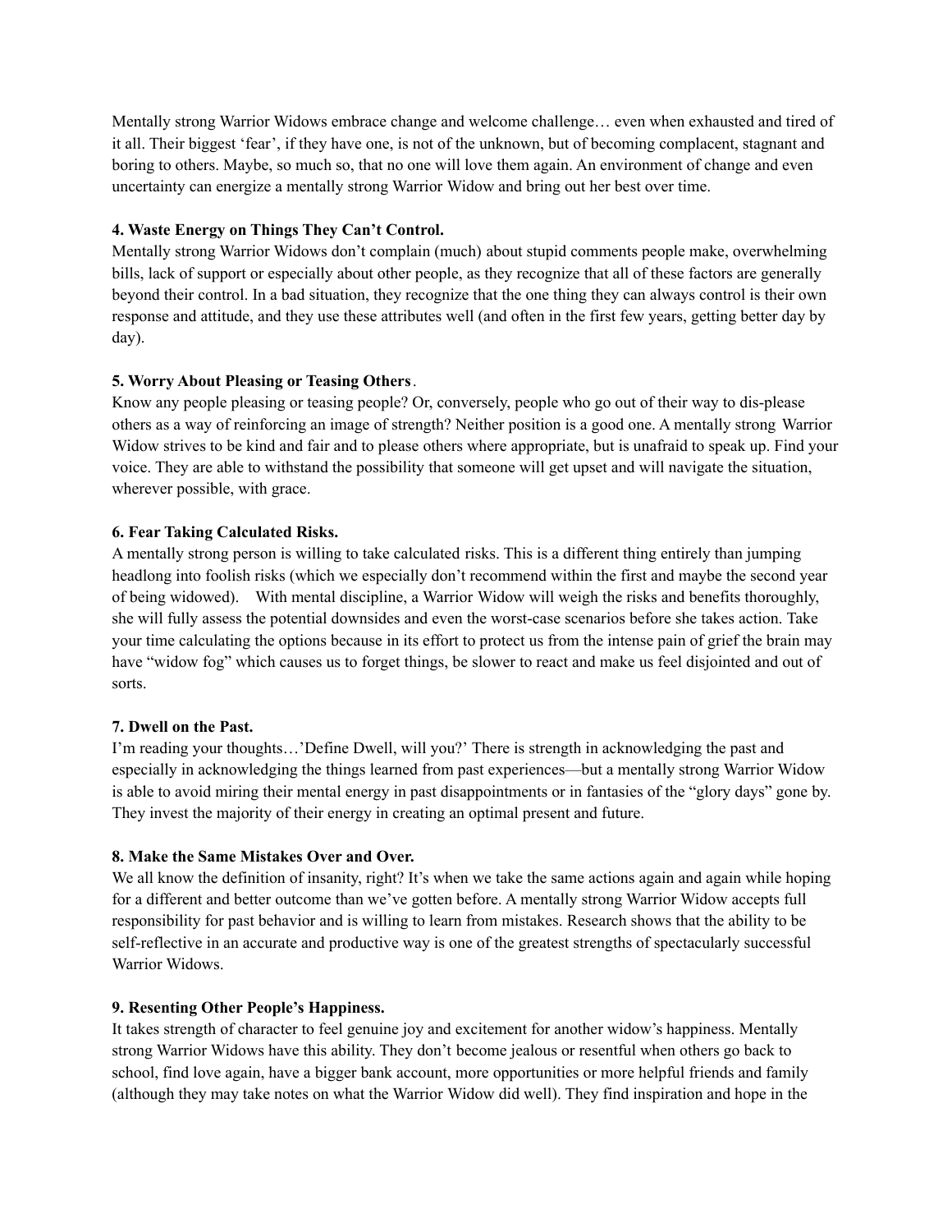Mentally strong Warrior Widows embrace change and welcome challenge… even when exhausted and tired of it all. Their biggest 'fear', if they have one, is not of the unknown, but of becoming complacent, stagnant and boring to others. Maybe, so much so, that no one will love them again. An environment of change and even uncertainty can energize a mentally strong Warrior Widow and bring out her best over time.

**4. Waste Energy on Things They Can't Control.**

Mentally strong Warrior Widows don't complain (much) about stupid comments people make, overwhelming bills, lack of support or especially about other people, as they recognize that all of these factors are generally beyond their control. In a bad situation, they recognize that the one thing they can always control is their own response and attitude, and they use these attributes well (and often in the first few years, getting better day by day).

**5. Worry About Pleasing or Teasing Others**.

Know any people pleasing or teasing people? Or, conversely, people who go out of their way to dis-please others as a way of reinforcing an image of strength? Neither position is a good one. A mentally strong Warrior Widow strives to be kind and fair and to please others where appropriate, but is unafraid to speak up. Find your voice. They are able to withstand the possibility that someone will get upset and will navigate the situation, wherever possible, with grace.

**6. Fear Taking Calculated Risks.**

A mentally strong person is willing to take calculated risks. This is a different thing entirely than jumping headlong into foolish risks (which we especially don't recommend within the first and maybe the second year of being widowed). With mental discipline, a Warrior Widow will weigh the risks and benefits thoroughly, she will fully assess the potential downsides and even the worst-case scenarios before she takes action. Take your time calculating the options because in its effort to protect us from the intense pain of grief the brain may have "widow fog" which causes us to forget things, be slower to react and make us feel disjointed and out of sorts.

**7. Dwell on the Past.**

I'm reading your thoughts…'Define Dwell, will you?' There is strength in acknowledging the past and especially in acknowledging the things learned from past experiences—but a mentally strong Warrior Widow is able to avoid miring their mental energy in past disappointments or in fantasies of the "glory days" gone by. They invest the majority of their energy in creating an optimal present and future.

**8. Make the Same Mistakes Over and Over.**

We all know the definition of insanity, right? It's when we take the same actions again and again while hoping for a different and better outcome than we've gotten before. A mentally strong Warrior Widow accepts full responsibility for past behavior and is willing to learn from mistakes. Research shows that the ability to be self-reflective in an accurate and productive way is one of the greatest strengths of spectacularly successful Warrior Widows.

**9. Resenting Other People's Happiness.**

It takes strength of character to feel genuine joy and excitement for another widow's happiness. Mentally strong Warrior Widows have this ability. They don't become jealous or resentful when others go back to school, find love again, have a bigger bank account, more opportunities or more helpful friends and family (although they may take notes on what the Warrior Widow did well). They find inspiration and hope in the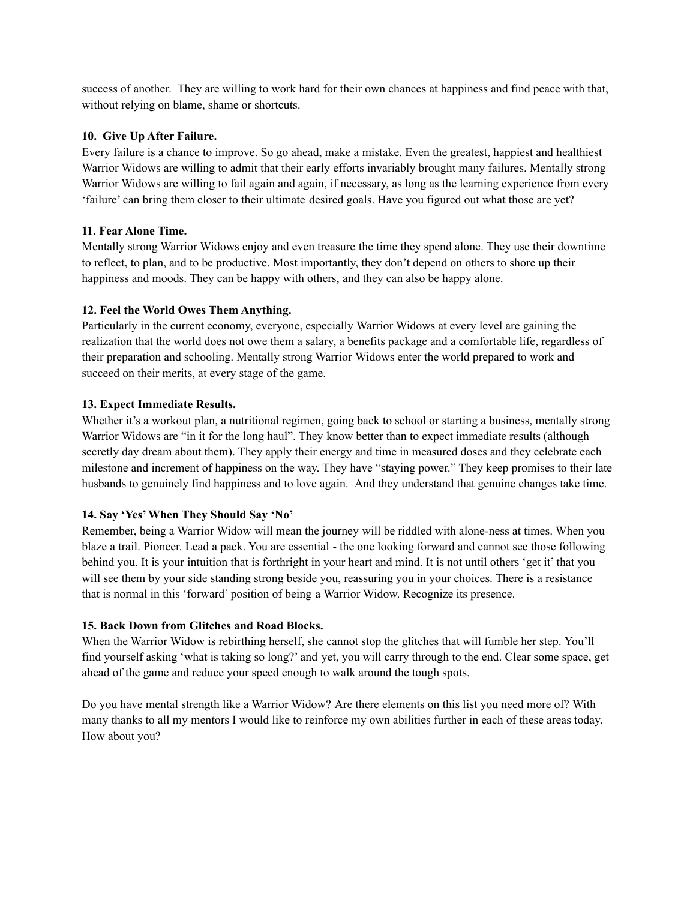success of another. They are willing to work hard for their own chances at happiness and find peace with that, without relying on blame, shame or shortcuts.

**10. Give Up After Failure.**

Every failure is a chance to improve. So go ahead, make a mistake. Even the greatest, happiest and healthiest Warrior Widows are willing to admit that their early efforts invariably brought many failures. Mentally strong Warrior Widows are willing to fail again and again, if necessary, as long as the learning experience from every 'failure' can bring them closer to their ultimate desired goals. Have you figured out what those are yet?

**11. Fear Alone Time.**

Mentally strong Warrior Widows enjoy and even treasure the time they spend alone. They use their downtime to reflect, to plan, and to be productive. Most importantly, they don't depend on others to shore up their happiness and moods. They can be happy with others, and they can also be happy alone.

**12. Feel the World Owes Them Anything.**

Particularly in the current economy, everyone, especially Warrior Widows at every level are gaining the realization that the world does not owe them a salary, a benefits package and a comfortable life, regardless of their preparation and schooling. Mentally strong Warrior Widows enter the world prepared to work and succeed on their merits, at every stage of the game.

**13. Expect Immediate Results.**

Whether it's a workout plan, a nutritional regimen, going back to school or starting a business, mentally strong Warrior Widows are "in it for the long haul". They know better than to expect immediate results (although secretly day dream about them). They apply their energy and time in measured doses and they celebrate each milestone and increment of happiness on the way. They have "staying power." They keep promises to their late husbands to genuinely find happiness and to love again. And they understand that genuine changes take time.

**14. Say 'Yes' When They Should Say 'No'**

Remember, being a Warrior Widow will mean the journey will be riddled with alone-ness at times. When you blaze a trail. Pioneer. Lead a pack. You are essential - the one looking forward and cannot see those following behind you. It is your intuition that is forthright in your heart and mind. It is not until others 'get it' that you will see them by your side standing strong beside you, reassuring you in your choices. There is a resistance that is normal in this 'forward' position of being a Warrior Widow. Recognize its presence.

**15. Back Down from Glitches and Road Blocks.**

When the Warrior Widow is rebirthing herself, she cannot stop the glitches that will fumble her step. You'll find yourself asking 'what is taking so long?' and yet, you will carry through to the end. Clear some space, get ahead of the game and reduce your speed enough to walk around the tough spots.

Do you have mental strength like a Warrior Widow? Are there elements on this list you need more of? With many thanks to all my mentors I would like to reinforce my own abilities further in each of these areas today. How about you?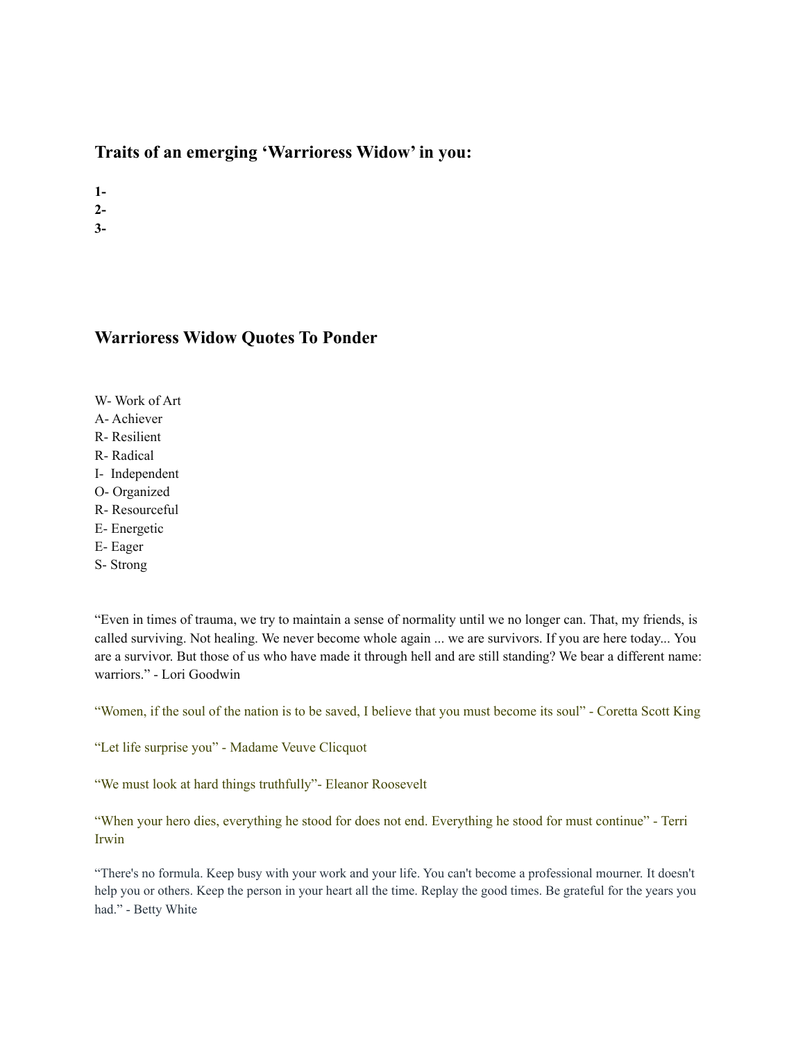## Traits of an emerging 'Warrioress Widow' in you:

**1-**
**2-**
**3-**

## Warrioress Widow Quotes To Ponder

W- Work of Art
A- Achiever
R- Resilient
R- Radical
I- Independent
O- Organized
R- Resourceful
E- Energetic
E- Eager
S- Strong

"Even in times of trauma, we try to maintain a sense of normality until we no longer can. That, my friends, is called surviving. Not healing. We never become whole again ... we are survivors. If you are here today... You are a survivor. But those of us who have made it through hell and are still standing? We bear a different name: warriors." - Lori Goodwin

"Women, if the soul of the nation is to be saved, I believe that you must become its soul" - Coretta Scott King

"Let life surprise you" - Madame Veuve Clicquot

"We must look at hard things truthfully"- Eleanor Roosevelt

"When your hero dies, everything he stood for does not end. Everything he stood for must continue" - Terri Irwin

"There's no formula. Keep busy with your work and your life. You can't become a professional mourner. It doesn't help you or others. Keep the person in your heart all the time. Replay the good times. Be grateful for the years you had." - Betty White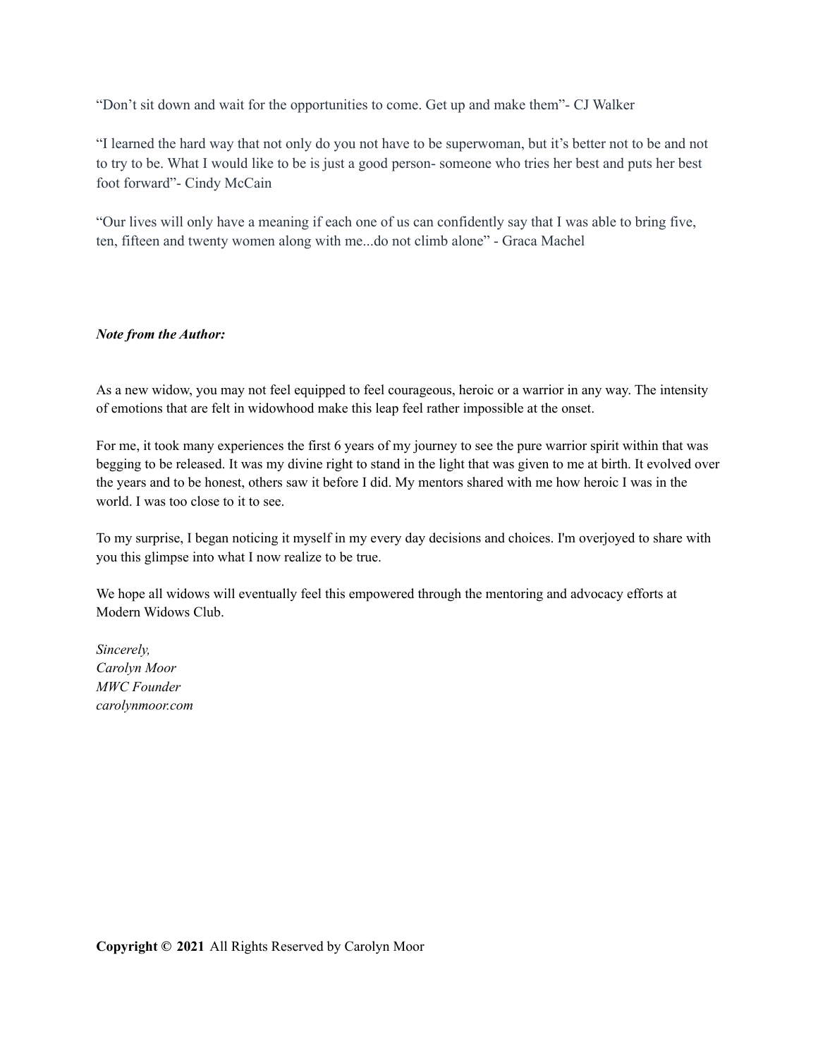"Don't sit down and wait for the opportunities to come. Get up and make them"- CJ Walker

"I learned the hard way that not only do you not have to be superwoman, but it's better not to be and not to try to be. What I would like to be is just a good person- someone who tries her best and puts her best foot forward"- Cindy McCain

"Our lives will only have a meaning if each one of us can confidently say that I was able to bring five, ten, fifteen and twenty women along with me...do not climb alone" - Graca Machel

***Note from the Author:***

As a new widow, you may not feel equipped to feel courageous, heroic or a warrior in any way. The intensity of emotions that are felt in widowhood make this leap feel rather impossible at the onset.

For me, it took many experiences the first 6 years of my journey to see the pure warrior spirit within that was begging to be released. It was my divine right to stand in the light that was given to me at birth. It evolved over the years and to be honest, others saw it before I did. My mentors shared with me how heroic I was in the world. I was too close to it to see.

To my surprise, I began noticing it myself in my every day decisions and choices. I'm overjoyed to share with you this glimpse into what I now realize to be true.

We hope all widows will eventually feel this empowered through the mentoring and advocacy efforts at Modern Widows Club.

*Sincerely,*
*Carolyn Moor*
*MWC Founder*
*carolynmoor.com*

**Copyright © 2021** All Rights Reserved by Carolyn Moor